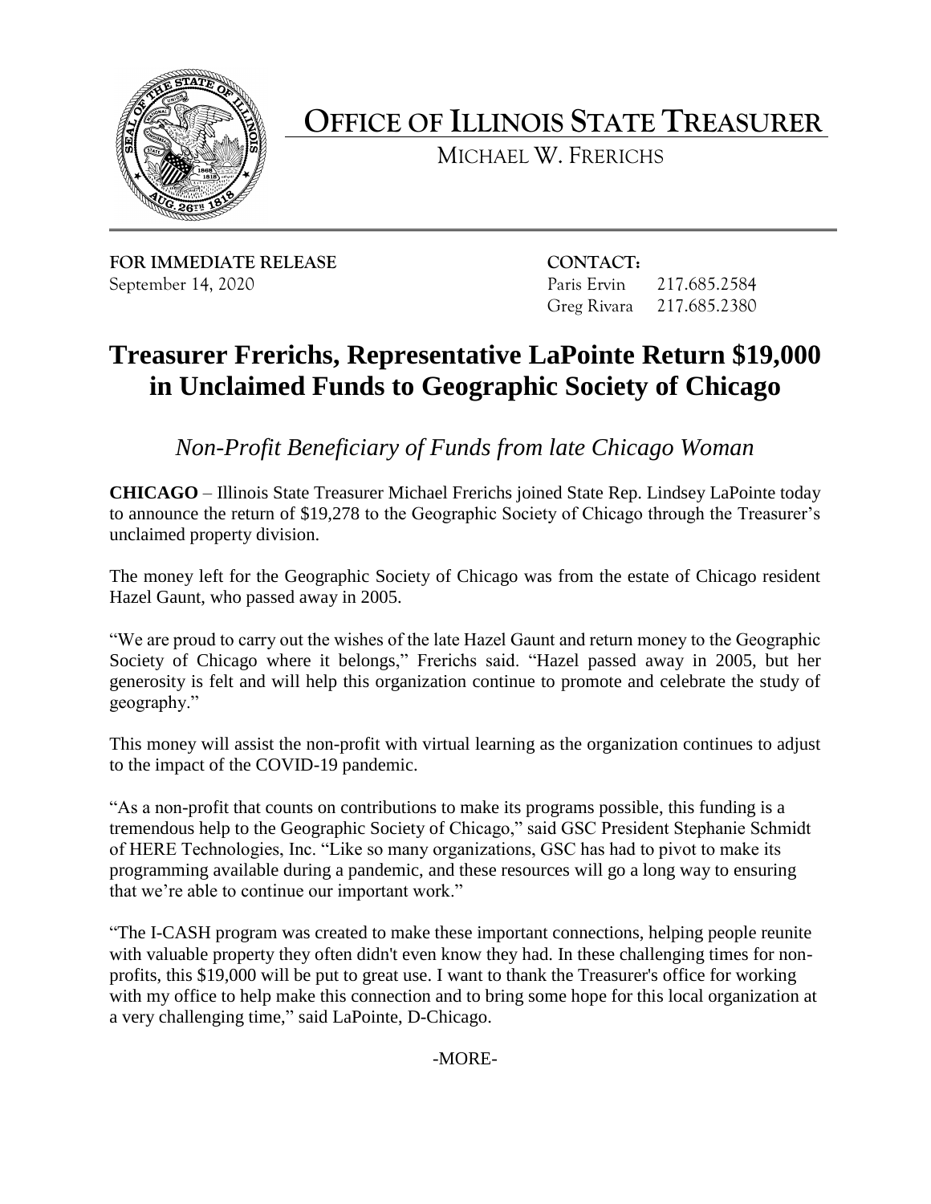# OFFICE OF ILLINOIS STATE TREASURER

MICHAEL W. FRERICHS

**FOR IMMEDIATE RELEASE**
September 14, 2020

**CONTACT:**
Paris Ervin 217.685.2584
Greg Rivara 217.685.2380

# Treasurer Frerichs, Representative LaPointe Return $19,000 in Unclaimed Funds to Geographic Society of Chicago

## *Non-Profit Beneficiary of Funds from late Chicago Woman*

**CHICAGO** – Illinois State Treasurer Michael Frerichs joined State Rep. Lindsey LaPointe today to announce the return of $19,278 to the Geographic Society of Chicago through the Treasurer's unclaimed property division.

The money left for the Geographic Society of Chicago was from the estate of Chicago resident Hazel Gaunt, who passed away in 2005.

"We are proud to carry out the wishes of the late Hazel Gaunt and return money to the Geographic Society of Chicago where it belongs," Frerichs said. "Hazel passed away in 2005, but her generosity is felt and will help this organization continue to promote and celebrate the study of geography."

This money will assist the non-profit with virtual learning as the organization continues to adjust to the impact of the COVID-19 pandemic.

"As a non-profit that counts on contributions to make its programs possible, this funding is a tremendous help to the Geographic Society of Chicago," said GSC President Stephanie Schmidt of HERE Technologies, Inc. "Like so many organizations, GSC has had to pivot to make its programming available during a pandemic, and these resources will go a long way to ensuring that we're able to continue our important work."

"The I-CASH program was created to make these important connections, helping people reunite with valuable property they often didn't even know they had. In these challenging times for non-profits, this $19,000 will be put to great use. I want to thank the Treasurer's office for working with my office to help make this connection and to bring some hope for this local organization at a very challenging time," said LaPointe, D-Chicago.

-MORE-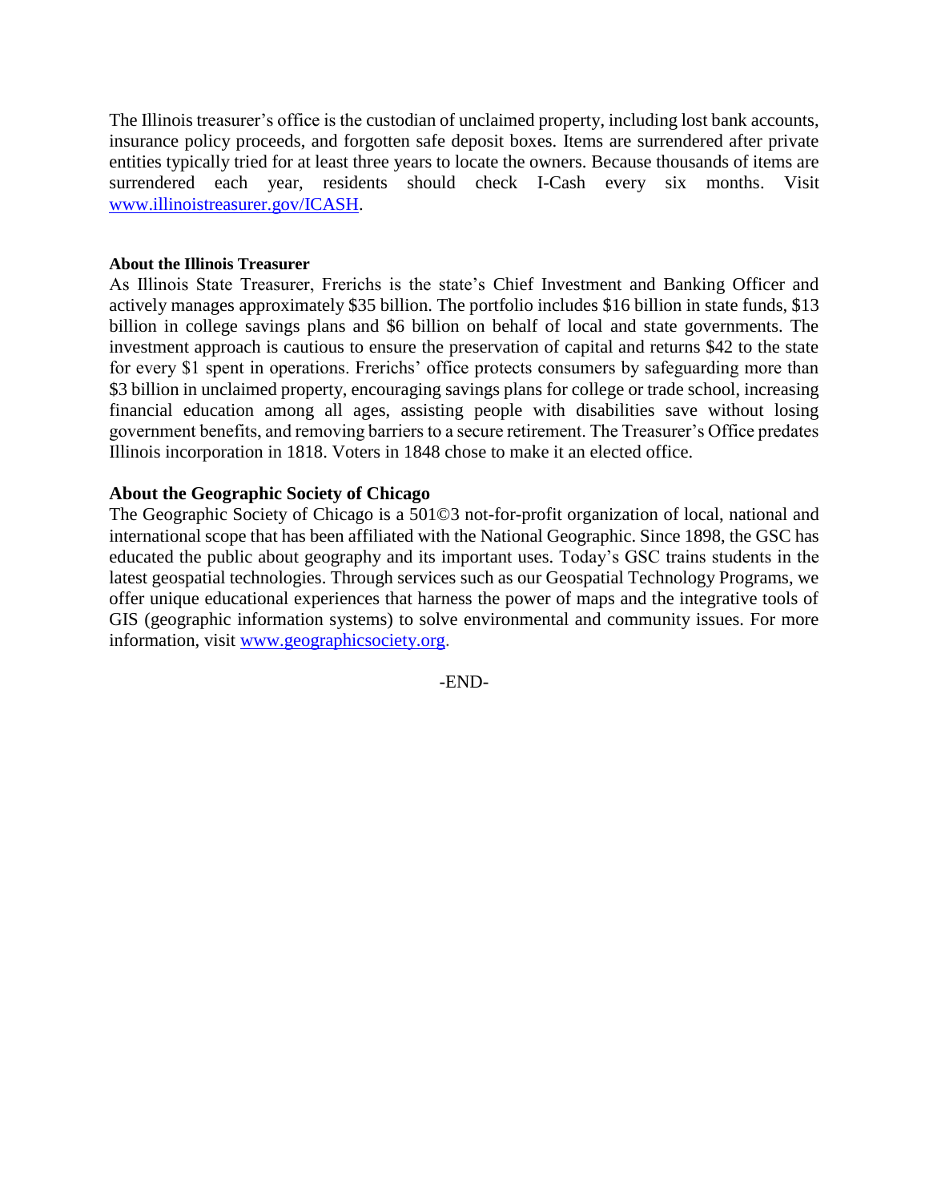The Illinois treasurer's office is the custodian of unclaimed property, including lost bank accounts, insurance policy proceeds, and forgotten safe deposit boxes. Items are surrendered after private entities typically tried for at least three years to locate the owners. Because thousands of items are surrendered each year, residents should check I-Cash every six months. Visit www.illinoistreasurer.gov/ICASH.

**About the Illinois Treasurer**

As Illinois State Treasurer, Frerichs is the state's Chief Investment and Banking Officer and actively manages approximately $35 billion. The portfolio includes $16 billion in state funds, $13 billion in college savings plans and $6 billion on behalf of local and state governments. The investment approach is cautious to ensure the preservation of capital and returns $42 to the state for every $1 spent in operations. Frerichs' office protects consumers by safeguarding more than $3 billion in unclaimed property, encouraging savings plans for college or trade school, increasing financial education among all ages, assisting people with disabilities save without losing government benefits, and removing barriers to a secure retirement. The Treasurer's Office predates Illinois incorporation in 1818. Voters in 1848 chose to make it an elected office.

**About the Geographic Society of Chicago**

The Geographic Society of Chicago is a 501©3 not-for-profit organization of local, national and international scope that has been affiliated with the National Geographic. Since 1898, the GSC has educated the public about geography and its important uses. Today's GSC trains students in the latest geospatial technologies. Through services such as our Geospatial Technology Programs, we offer unique educational experiences that harness the power of maps and the integrative tools of GIS (geographic information systems) to solve environmental and community issues. For more information, visit www.geographicsociety.org.

-END-